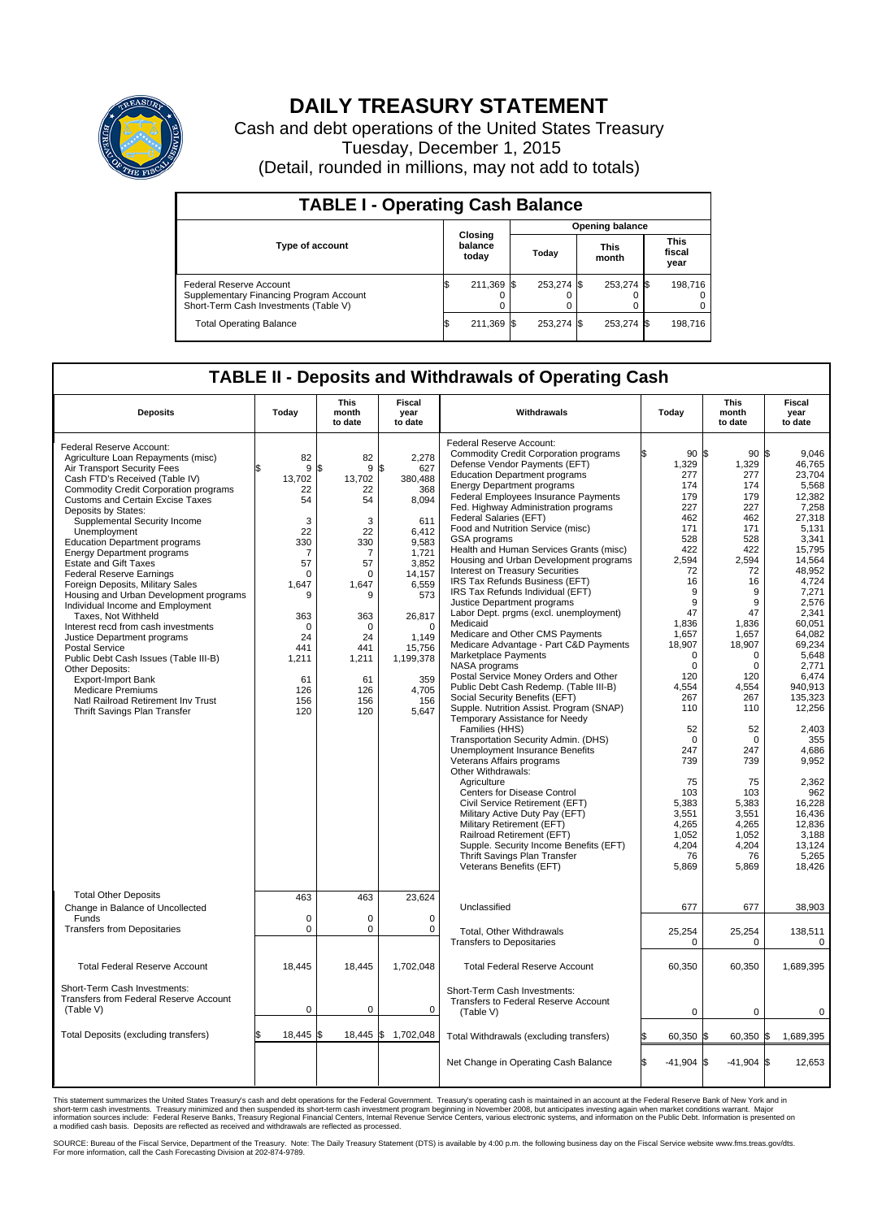# DAILY TREASURY STATEMENT

Cash and debt operations of the United States Treasury

Tuesday, December 1, 2015

(Detail, rounded in millions, may not add to totals)

## TABLE I - Operating Cash Balance

| Type of account | Closing balance today | Opening balance Today | Opening balance This month | Opening balance This fiscal year |
|---|---|---|---|---|
| Federal Reserve Account | $ 211,369 | $ 253,274 | $ 253,274 | $ 198,716 |
| Supplementary Financing Program Account | 0 | 0 | 0 | 0 |
| Short-Term Cash Investments (Table V) | 0 | 0 | 0 | 0 |
| Total Operating Balance | $ 211,369 | $ 253,274 | $ 253,274 | $ 198,716 |

## TABLE II - Deposits and Withdrawals of Operating Cash

| Deposits | Today | This month to date | Fiscal year to date | Withdrawals | Today | This month to date | Fiscal year to date |
|---|---|---|---|---|---|---|---|
| Federal Reserve Account: | | | | Federal Reserve Account: | | | |
| Agriculture Loan Repayments (misc) | $ 82 | $ 82 | $ 2,278 | Commodity Credit Corporation programs | $ 90 | $ 90 | $ 9,046 |
| Air Transport Security Fees | 9 | 9 | 627 | Defense Vendor Payments (EFT) | 1,329 | 1,329 | 46,765 |
| Cash FTD's Received (Table IV) | 13,702 | 13,702 | 380,488 | Education Department programs | 277 | 277 | 23,704 |
| Commodity Credit Corporation programs | 22 | 22 | 368 | Energy Department programs | 174 | 174 | 5,568 |
| Customs and Certain Excise Taxes | 54 | 54 | 8,094 | Federal Employees Insurance Payments | 179 | 179 | 12,382 |
| Deposits by States: | | | | Fed. Highway Administration programs | 227 | 227 | 7,258 |
| Supplemental Security Income | 3 | 3 | 611 | Federal Salaries (EFT) | 462 | 462 | 27,318 |
| Unemployment | 22 | 22 | 6,412 | Food and Nutrition Service (misc) | 171 | 171 | 5,131 |
| Education Department programs | 330 | 330 | 9,583 | GSA programs | 528 | 528 | 3,341 |
| Energy Department programs | 7 | 7 | 1,721 | Health and Human Services Grants (misc) | 422 | 422 | 15,795 |
| Estate and Gift Taxes | 57 | 57 | 3,852 | Housing and Urban Development programs | 2,594 | 2,594 | 14,564 |
| Federal Reserve Earnings | 0 | 0 | 14,157 | Interest on Treasury Securities | 72 | 72 | 48,952 |
| Foreign Deposits, Military Sales | 1,647 | 1,647 | 6,559 | IRS Tax Refunds Business (EFT) | 16 | 16 | 4,724 |
| Housing and Urban Development programs | 9 | 9 | 573 | IRS Tax Refunds Individual (EFT) | 9 | 9 | 7,271 |
| Individual Income and Employment Taxes, Not Withheld | 363 | 363 | 26,817 | Justice Department programs | 9 | 9 | 2,576 |
| Interest recd from cash investments | 0 | 0 | 0 | Labor Dept. prgms (excl. unemployment) | 47 | 47 | 2,341 |
| Justice Department programs | 24 | 24 | 1,149 | Medicaid | 1,836 | 1,836 | 60,051 |
| Postal Service | 441 | 441 | 15,756 | Medicare and Other CMS Payments | 1,657 | 1,657 | 64,082 |
| Public Debt Cash Issues (Table III-B) | 1,211 | 1,211 | 1,199,378 | Medicare Advantage - Part C&D Payments | 18,907 | 18,907 | 69,234 |
| Other Deposits: | | | | Marketplace Payments | 0 | 0 | 5,648 |
| Export-Import Bank | 61 | 61 | 359 | NASA programs | 0 | 0 | 2,771 |
| Medicare Premiums | 126 | 126 | 4,705 | Postal Service Money Orders and Other | 120 | 120 | 6,474 |
| Natl Railroad Retirement Inv Trust | 156 | 156 | 156 | Public Debt Cash Redemp. (Table III-B) | 4,554 | 4,554 | 940,913 |
| Thrift Savings Plan Transfer | 120 | 120 | 5,647 | Social Security Benefits (EFT) | 267 | 267 | 135,323 |
| | | | | Supple. Nutrition Assist. Program (SNAP) | 110 | 110 | 12,256 |
| | | | | Temporary Assistance for Needy Families (HHS) | 52 | 52 | 2,403 |
| | | | | Transportation Security Admin. (DHS) | 0 | 0 | 355 |
| | | | | Unemployment Insurance Benefits | 247 | 247 | 4,686 |
| | | | | Veterans Affairs programs | 739 | 739 | 9,952 |
| | | | | Other Withdrawals: | | | |
| | | | | Agriculture | 75 | 75 | 2,362 |
| | | | | Centers for Disease Control | 103 | 103 | 962 |
| | | | | Civil Service Retirement (EFT) | 5,383 | 5,383 | 16,228 |
| | | | | Military Active Duty Pay (EFT) | 3,551 | 3,551 | 16,436 |
| | | | | Military Retirement (EFT) | 4,265 | 4,265 | 12,836 |
| | | | | Railroad Retirement (EFT) | 1,052 | 1,052 | 3,188 |
| | | | | Supple. Security Income Benefits (EFT) | 4,204 | 4,204 | 13,124 |
| | | | | Thrift Savings Plan Transfer | 76 | 76 | 5,265 |
| | | | | Veterans Benefits (EFT) | 5,869 | 5,869 | 18,426 |
| Total Other Deposits | 463 | 463 | 23,624 | Unclassified | 677 | 677 | 38,903 |
| Change in Balance of Uncollected Funds | 0 | 0 | 0 | | | | |
| Transfers from Depositaries | 0 | 0 | 0 | Total, Other Withdrawals | 25,254 | 25,254 | 138,511 |
| | | | | Transfers to Depositaries | 0 | 0 | 0 |
| Total Federal Reserve Account | 18,445 | 18,445 | 1,702,048 | Total Federal Reserve Account | 60,350 | 60,350 | 1,689,395 |
| Short-Term Cash Investments: Transfers from Federal Reserve Account (Table V) | 0 | 0 | 0 | Short-Term Cash Investments: Transfers to Federal Reserve Account (Table V) | 0 | 0 | 0 |
| Total Deposits (excluding transfers) | $ 18,445 | $ 18,445 | $ 1,702,048 | Total Withdrawals (excluding transfers) | $ 60,350 | $ 60,350 | $ 1,689,395 |
| | | | | Net Change in Operating Cash Balance | $ -41,904 | $ -41,904 | $ 12,653 |

This statement summarizes the United States Treasury's cash and debt operations for the Federal Government. Treasury's operating cash is maintained in an account at the Federal Reserve Bank of New York and in short-term cash investments. Treasury minimized and then suspended its short-term cash investment program beginning in November 2008, but anticipates investing again when market conditions warrant. Major information sources include: Federal Reserve Banks, Treasury Regional Financial Centers, Internal Revenue Service Centers, various electronic systems, and information on the Public Debt. Information is presented on a modified cash basis. Deposits are reflected as received and withdrawals are reflected as processed.

SOURCE: Bureau of the Fiscal Service, Department of the Treasury. Note: The Daily Treasury Statement (DTS) is available by 4:00 p.m. the following business day on the Fiscal Service website www.fms.treas.gov/dts. For more information, call the Cash Forecasting Division at 202-874-9789.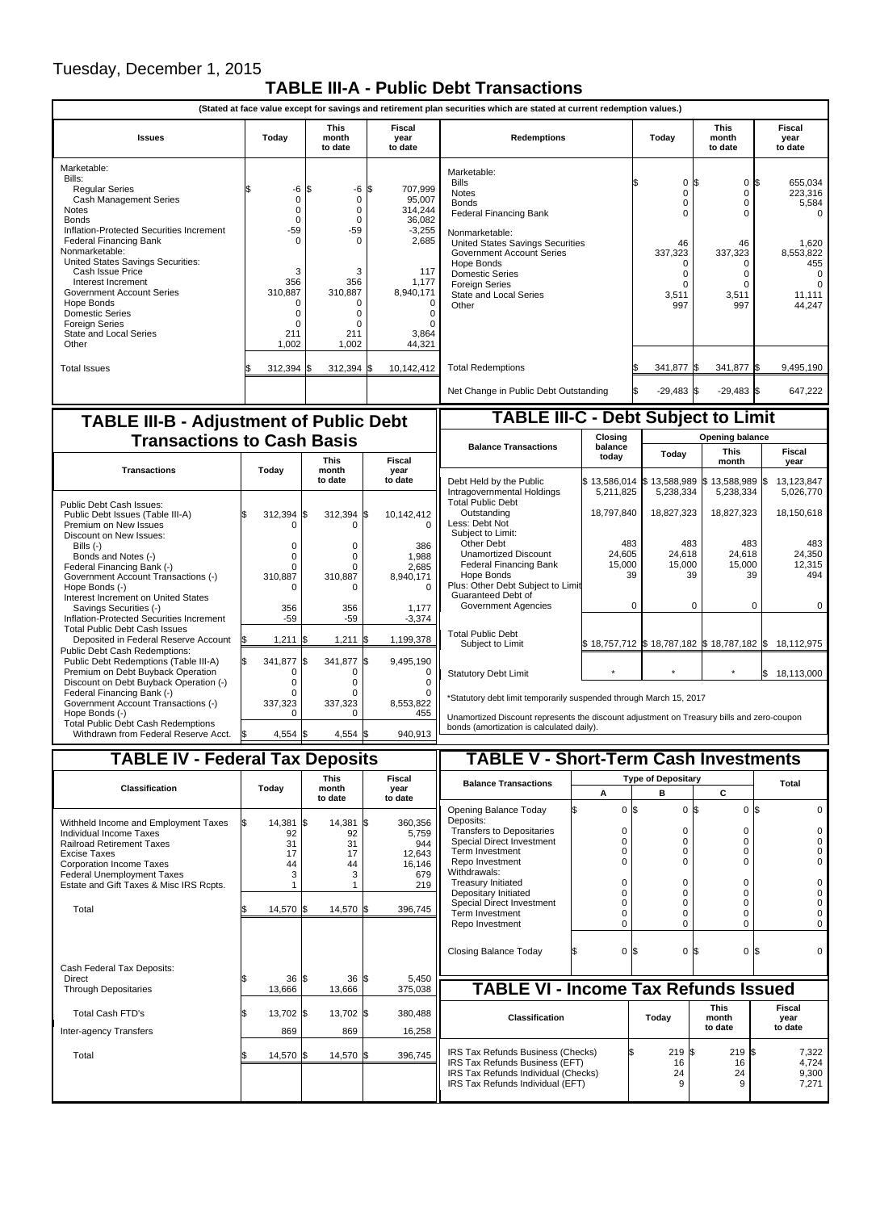Tuesday, December 1, 2015

# TABLE III-A - Public Debt Transactions

(Stated at face value except for savings and retirement plan securities which are stated at current redemption values.)

| Issues | Today | This month to date | Fiscal year to date |
|---|---|---|---|
| Marketable: | | | |
| Bills: | | | |
| Regular Series | $ -6 | $ -6 | $ 707,999 |
| Cash Management Series | 0 | 0 | 95,007 |
| Notes | 0 | 0 | 314,244 |
| Bonds | 0 | 0 | 36,082 |
| Inflation-Protected Securities Increment | -59 | -59 | -3,255 |
| Federal Financing Bank | 0 | 0 | 2,685 |
| Nonmarketable: | | | |
| United States Savings Securities: | | | |
| Cash Issue Price | 3 | 3 | 117 |
| Interest Increment | 356 | 356 | 1,177 |
| Government Account Series | 310,887 | 310,887 | 8,940,171 |
| Hope Bonds | 0 | 0 | 0 |
| Domestic Series | 0 | 0 | 0 |
| Foreign Series | 0 | 0 | 0 |
| State and Local Series | 211 | 211 | 3,864 |
| Other | 1,002 | 1,002 | 44,321 |
| Total Issues | $ 312,394 | $ 312,394 | $ 10,142,412 |

| Redemptions | Today | This month to date | Fiscal year to date |
|---|---|---|---|
| Marketable: | | | |
| Bills | $ 0 | $ 0 | $ 655,034 |
| Notes | 0 | 0 | 223,316 |
| Bonds | 0 | 0 | 5,584 |
| Federal Financing Bank | 0 | 0 | 0 |
| Nonmarketable: | | | |
| United States Savings Securities | 46 | 46 | 1,620 |
| Government Account Series | 337,323 | 337,323 | 8,553,822 |
| Hope Bonds | 0 | 0 | 455 |
| Domestic Series | 0 | 0 | 0 |
| Foreign Series | 0 | 0 | 0 |
| State and Local Series | 3,511 | 3,511 | 11,111 |
| Other | 997 | 997 | 44,247 |
| Total Redemptions | $ 341,877 | $ 341,877 | $ 9,495,190 |
| Net Change in Public Debt Outstanding | $ -29,483 | $ -29,483 | $ 647,222 |

# TABLE III-B - Adjustment of Public Debt Transactions to Cash Basis

| Transactions | Today | This month to date | Fiscal year to date |
|---|---|---|---|
| Public Debt Cash Issues: | | | |
| Public Debt Issues (Table III-A) | $ 312,394 | $ 312,394 | $ 10,142,412 |
| Premium on New Issues | 0 | 0 | 0 |
| Discount on New Issues: | | | |
| Bills (-) | 0 | 0 | 386 |
| Bonds and Notes (-) | 0 | 0 | 1,988 |
| Federal Financing Bank (-) | 0 | 0 | 2,685 |
| Government Account Transactions (-) | 310,887 | 310,887 | 8,940,171 |
| Hope Bonds (-) | 0 | 0 | 0 |
| Interest Increment on United States Savings Securities (-) | 356 | 356 | 1,177 |
| Inflation-Protected Securities Increment | -59 | -59 | -3,374 |
| Total Public Debt Cash Issues Deposited in Federal Reserve Account | $ 1,211 | $ 1,211 | $ 1,199,378 |
| Public Debt Cash Redemptions: | | | |
| Public Debt Redemptions (Table III-A) | $ 341,877 | $ 341,877 | $ 9,495,190 |
| Premium on Debt Buyback Operation | 0 | 0 | 0 |
| Discount on Debt Buyback Operation (-) | 0 | 0 | 0 |
| Federal Financing Bank (-) | 0 | 0 | 0 |
| Government Account Transactions (-) | 337,323 | 337,323 | 8,553,822 |
| Hope Bonds (-) | 0 | 0 | 455 |
| Total Public Debt Cash Redemptions Withdrawn from Federal Reserve Acct. | $ 4,554 | $ 4,554 | $ 940,913 |

# TABLE III-C - Debt Subject to Limit

| Balance Transactions | Closing balance today | Opening balance Today | Opening balance This month | Opening balance Fiscal year |
|---|---|---|---|---|
| Debt Held by the Public | $ 13,586,014 | $ 13,588,989 | $ 13,588,989 | $ 13,123,847 |
| Intragovernmental Holdings | 5,211,825 | 5,238,334 | 5,238,334 | 5,026,770 |
| Total Public Debt Outstanding | 18,797,840 | 18,827,323 | 18,827,323 | 18,150,618 |
| Less: Debt Not Subject to Limit: | | | | |
| Other Debt | 483 | 483 | 483 | 483 |
| Unamortized Discount | 24,605 | 24,618 | 24,618 | 24,350 |
| Federal Financing Bank | 15,000 | 15,000 | 15,000 | 12,315 |
| Hope Bonds | 39 | 39 | 39 | 494 |
| Plus: Other Debt Subject to Limit | | | | |
| Guaranteed Debt of Government Agencies | 0 | 0 | 0 | 0 |
| Total Public Debt Subject to Limit | $ 18,757,712 | $ 18,787,182 | $ 18,787,182 | $ 18,112,975 |
| Statutory Debt Limit | * | * | * | $ 18,113,000 |

*Statutory debt limit temporarily suspended through March 15, 2017

Unamortized Discount represents the discount adjustment on Treasury bills and zero-coupon bonds (amortization is calculated daily).

# TABLE IV - Federal Tax Deposits

| Classification | Today | This month to date | Fiscal year to date |
|---|---|---|---|
| Withheld Income and Employment Taxes | $ 14,381 | $ 14,381 | $ 360,356 |
| Individual Income Taxes | 92 | 92 | 5,759 |
| Railroad Retirement Taxes | 31 | 31 | 944 |
| Excise Taxes | 17 | 17 | 12,643 |
| Corporation Income Taxes | 44 | 44 | 16,146 |
| Federal Unemployment Taxes | 3 | 3 | 679 |
| Estate and Gift Taxes & Misc IRS Rcpts. | 1 | 1 | 219 |
| Total | $ 14,570 | $ 14,570 | $ 396,745 |
| Cash Federal Tax Deposits: | | | |
| Direct | $ 36 | $ 36 | $ 5,450 |
| Through Depositaries | 13,666 | 13,666 | 375,038 |
| Total Cash FTD's | $ 13,702 | $ 13,702 | $ 380,488 |
| Inter-agency Transfers | 869 | 869 | 16,258 |
| Total | $ 14,570 | $ 14,570 | $ 396,745 |

# TABLE V - Short-Term Cash Investments

| Balance Transactions | Type of Depositary A | Type of Depositary B | Type of Depositary C | Total |
|---|---|---|---|---|
| Opening Balance Today | $ 0 | $ 0 | $ 0 | $ 0 |
| Deposits: | | | | |
| Transfers to Depositaries | 0 | 0 | 0 | 0 |
| Special Direct Investment | 0 | 0 | 0 | 0 |
| Term Investment | 0 | 0 | 0 | 0 |
| Repo Investment | 0 | 0 | 0 | 0 |
| Withdrawals: | | | | |
| Treasury Initiated | 0 | 0 | 0 | 0 |
| Depositary Initiated | 0 | 0 | 0 | 0 |
| Special Direct Investment | 0 | 0 | 0 | 0 |
| Term Investment | 0 | 0 | 0 | 0 |
| Repo Investment | 0 | 0 | 0 | 0 |
| Closing Balance Today | $ 0 | $ 0 | $ 0 | $ 0 |

# TABLE VI - Income Tax Refunds Issued

| Classification | Today | This month to date | Fiscal year to date |
|---|---|---|---|
| IRS Tax Refunds Business (Checks) | $ 219 | $ 219 | $ 7,322 |
| IRS Tax Refunds Business (EFT) | 16 | 16 | 4,724 |
| IRS Tax Refunds Individual (Checks) | 24 | 24 | 9,300 |
| IRS Tax Refunds Individual (EFT) | 9 | 9 | 7,271 |